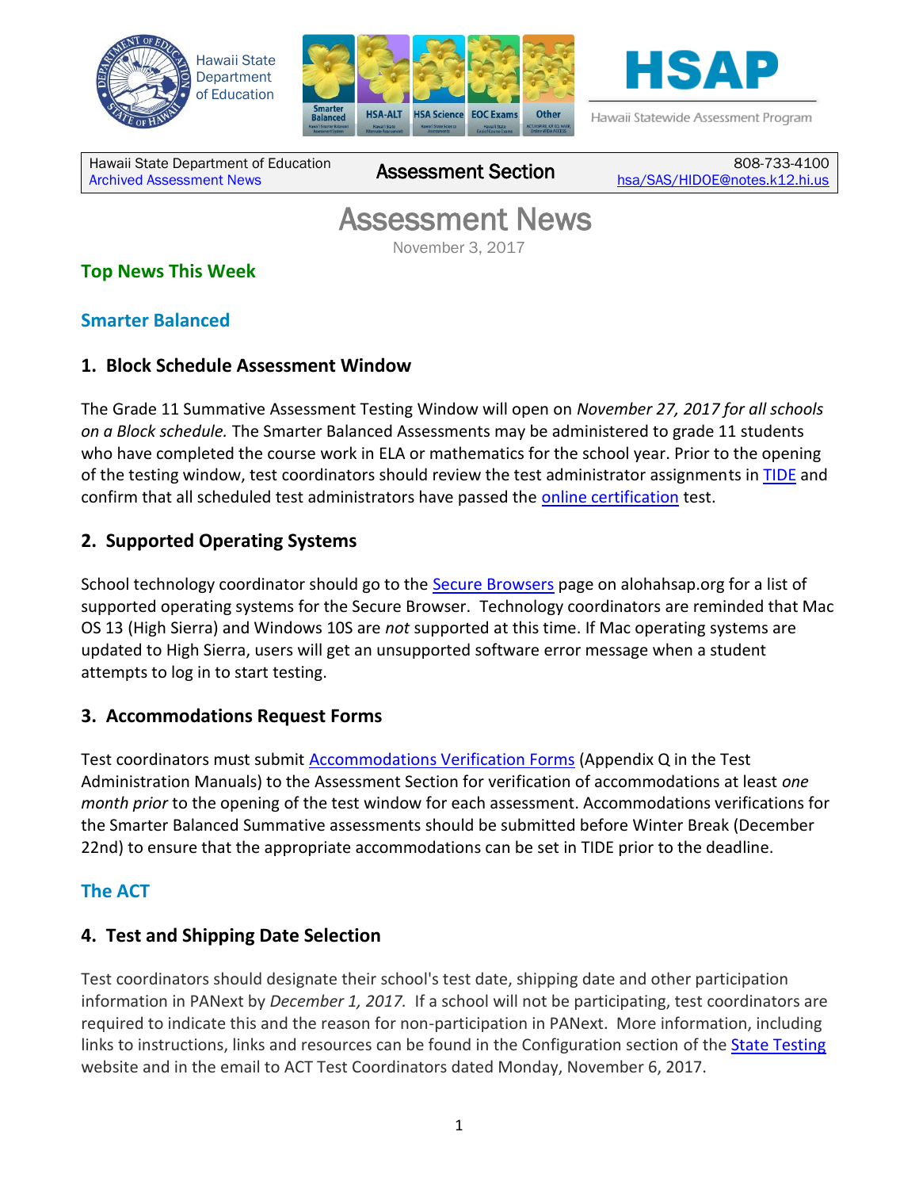Hawaii State Department of Education

# HSAP

Hawaii Statewide Assessment Program

| Hawaii State Department of Education<br>Archived Assessment News | Assessment Section | 808-733-4100<br>hsa/SAS/HIDOE@notes.k12.hi.us |
|---|---|---|

# Assessment News

November 3, 2017

## Top News This Week

## Smarter Balanced

### 1. Block Schedule Assessment Window

The Grade 11 Summative Assessment Testing Window will open on *November 27, 2017 for all schools on a Block schedule.* The Smarter Balanced Assessments may be administered to grade 11 students who have completed the course work in ELA or mathematics for the school year. Prior to the opening of the testing window, test coordinators should review the test administrator assignments in TIDE and confirm that all scheduled test administrators have passed the online certification test.

### 2. Supported Operating Systems

School technology coordinator should go to the Secure Browsers page on alohahsap.org for a list of supported operating systems for the Secure Browser. Technology coordinators are reminded that Mac OS 13 (High Sierra) and Windows 10S are *not* supported at this time. If Mac operating systems are updated to High Sierra, users will get an unsupported software error message when a student attempts to log in to start testing.

### 3. Accommodations Request Forms

Test coordinators must submit Accommodations Verification Forms (Appendix Q in the Test Administration Manuals) to the Assessment Section for verification of accommodations at least *one month prior* to the opening of the test window for each assessment. Accommodations verifications for the Smarter Balanced Summative assessments should be submitted before Winter Break (December 22nd) to ensure that the appropriate accommodations can be set in TIDE prior to the deadline.

## The ACT

### 4. Test and Shipping Date Selection

Test coordinators should designate their school's test date, shipping date and other participation information in PANext by *December 1, 2017.* If a school will not be participating, test coordinators are required to indicate this and the reason for non-participation in PANext. More information, including links to instructions, links and resources can be found in the Configuration section of the State Testing website and in the email to ACT Test Coordinators dated Monday, November 6, 2017.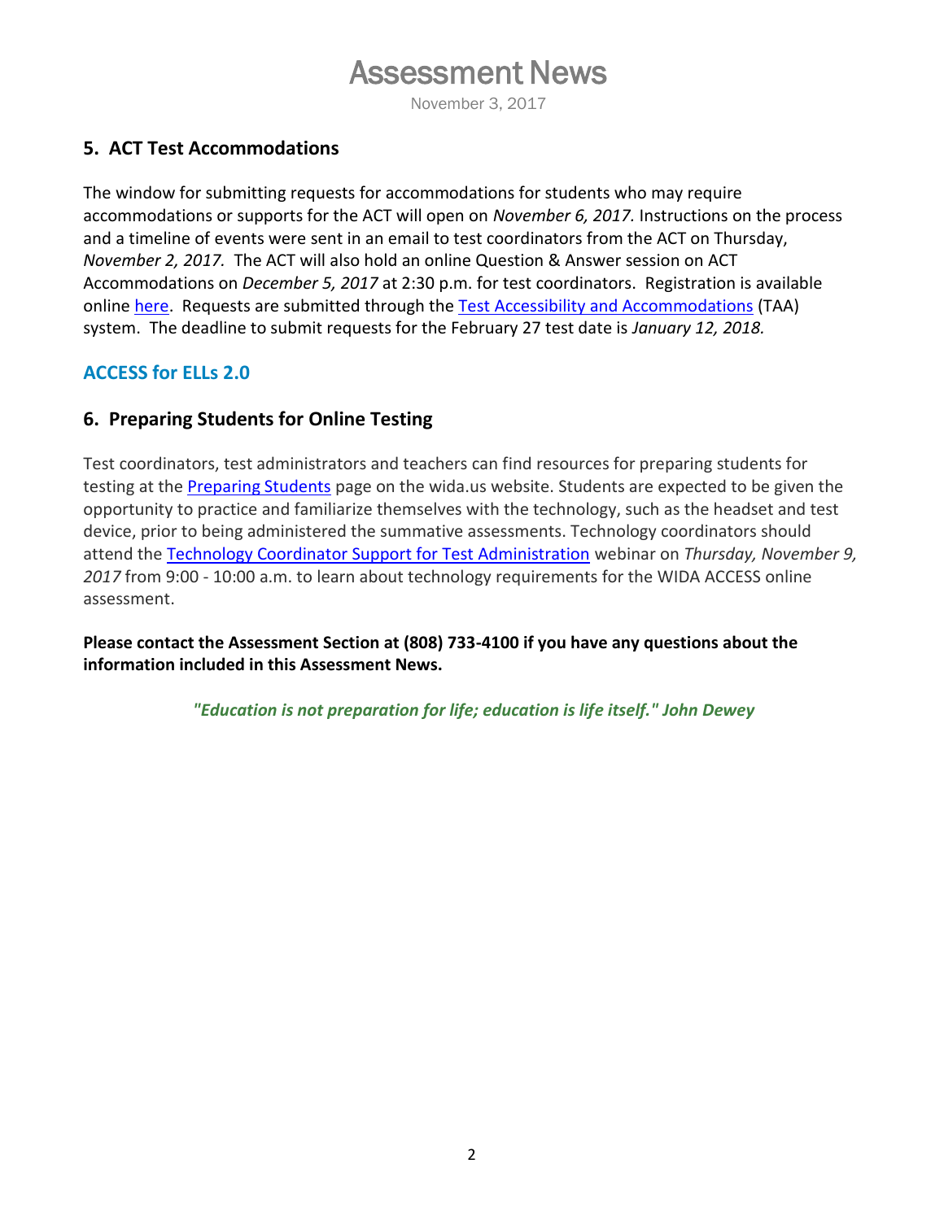## 5. ACT Test Accommodations

The window for submitting requests for accommodations for students who may require accommodations or supports for the ACT will open on *November 6, 2017.* Instructions on the process and a timeline of events were sent in an email to test coordinators from the ACT on Thursday, *November 2, 2017.* The ACT will also hold an online Question & Answer session on ACT Accommodations on *December 5, 2017* at 2:30 p.m. for test coordinators. Registration is available online here. Requests are submitted through the Test Accessibility and Accommodations (TAA) system. The deadline to submit requests for the February 27 test date is *January 12, 2018.*

### ACCESS for ELLs 2.0

## 6. Preparing Students for Online Testing

Test coordinators, test administrators and teachers can find resources for preparing students for testing at the Preparing Students page on the wida.us website. Students are expected to be given the opportunity to practice and familiarize themselves with the technology, such as the headset and test device, prior to being administered the summative assessments. Technology coordinators should attend the Technology Coordinator Support for Test Administration webinar on *Thursday, November 9, 2017* from 9:00 - 10:00 a.m. to learn about technology requirements for the WIDA ACCESS online assessment.

**Please contact the Assessment Section at (808) 733-4100 if you have any questions about the information included in this Assessment News.**

***"Education is not preparation for life; education is life itself." John Dewey***